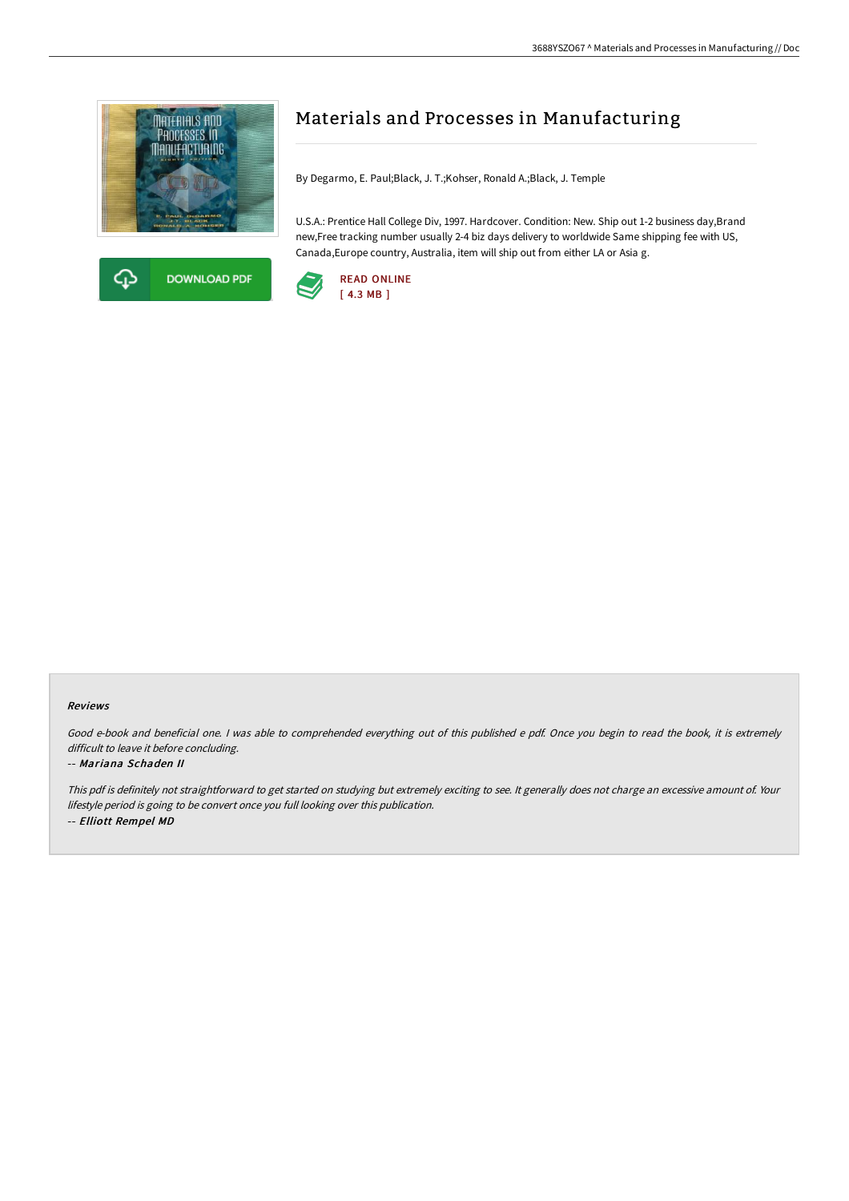# Materials and Processes in Manufacturing

By Degarmo, E. Paul;Black, J. T.;Kohser, Ronald A.;Black, J. Temple

U.S.A.: Prentice Hall College Div, 1997. Hardcover. Condition: New. Ship out 1-2 business day,Brand new,Free tracking number usually 2-4 biz days delivery to worldwide Same shipping fee with US, Canada,Europe country, Australia, item will ship out from either LA or Asia g.

DOWNLOAD PDF

READ ONLINE
[ 4.3 MB ]

## Reviews

*Good e-book and beneficial one. I was able to comprehended everything out of this published e pdf. Once you begin to read the book, it is extremely difficult to leave it before concluding.*

-- *Mariana Schaden II*

*This pdf is definitely not straightforward to get started on studying but extremely exciting to see. It generally does not charge an excessive amount of. Your lifestyle period is going to be convert once you full looking over this publication.*

-- *Elliott Rempel MD*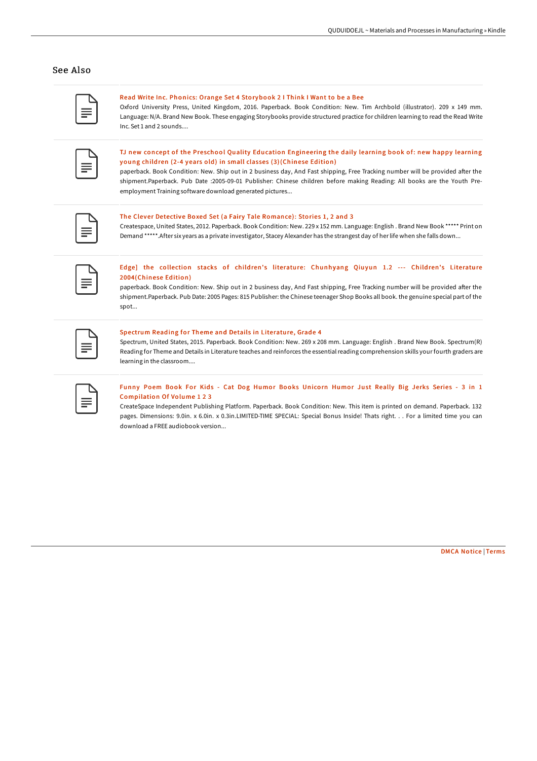## See Also

### Read Write Inc. Phonics: Orange Set 4 Storybook 2 I Think I Want to be a Bee

Oxford University Press, United Kingdom, 2016. Paperback. Book Condition: New. Tim Archbold (illustrator). 209 x 149 mm. Language: N/A. Brand New Book. These engaging Storybooks provide structured practice for children learning to read the Read Write Inc. Set 1 and 2 sounds....

### TJ new concept of the Preschool Quality Education Engineering the daily learning book of: new happy learning young children (2-4 years old) in small classes (3)(Chinese Edition)

paperback. Book Condition: New. Ship out in 2 business day, And Fast shipping, Free Tracking number will be provided after the shipment.Paperback. Pub Date :2005-09-01 Publisher: Chinese children before making Reading: All books are the Youth Pre-employment Training software download generated pictures...

### The Clever Detective Boxed Set (a Fairy Tale Romance): Stories 1, 2 and 3

Createspace, United States, 2012. Paperback. Book Condition: New. 229 x 152 mm. Language: English . Brand New Book ***** Print on Demand *****.After six years as a private investigator, Stacey Alexander has the strangest day of her life when she falls down...

### Edge] the collection stacks of children's literature: Chunhyang Qiuyun 1.2 --- Children's Literature 2004(Chinese Edition)

paperback. Book Condition: New. Ship out in 2 business day, And Fast shipping, Free Tracking number will be provided after the shipment.Paperback. Pub Date: 2005 Pages: 815 Publisher: the Chinese teenager Shop Books all book. the genuine special part of the spot...

### Spectrum Reading for Theme and Details in Literature, Grade 4

Spectrum, United States, 2015. Paperback. Book Condition: New. 269 x 208 mm. Language: English . Brand New Book. Spectrum(R) Reading for Theme and Details in Literature teaches and reinforces the essential reading comprehension skills your fourth graders are learning in the classroom....

### Funny Poem Book For Kids - Cat Dog Humor Books Unicorn Humor Just Really Big Jerks Series - 3 in 1 Compilation Of Volume 1 2 3

CreateSpace Independent Publishing Platform. Paperback. Book Condition: New. This item is printed on demand. Paperback. 132 pages. Dimensions: 9.0in. x 6.0in. x 0.3in.LIMITED-TIME SPECIAL: Special Bonus Inside! Thats right. . . For a limited time you can download a FREE audiobook version...